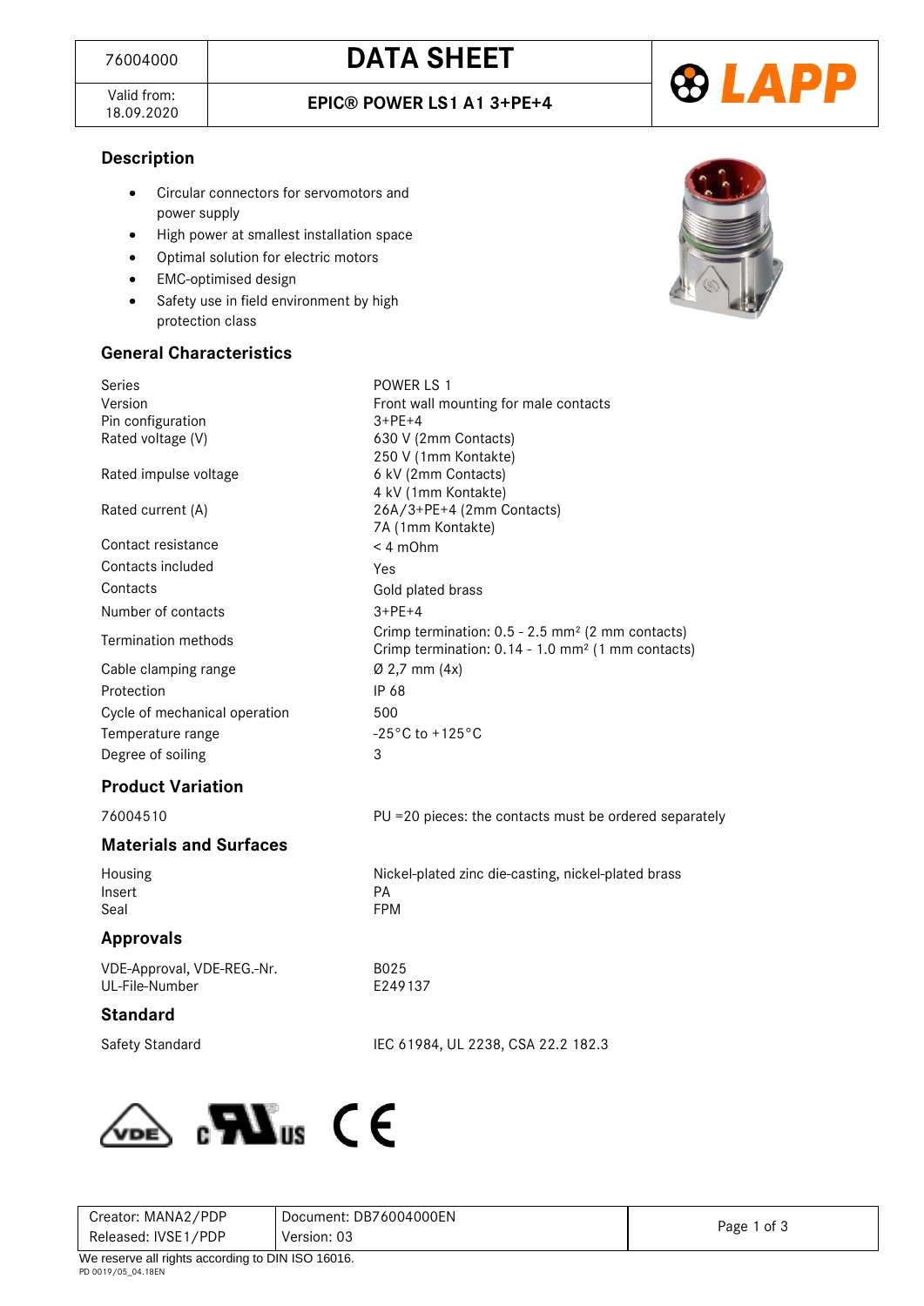| 76004000 | DATA SHEET |
| --- | --- |
| Valid from: 18.09.2020 | EPIC® POWER LS1 A1 3+PE+4 |

## Description

- Circular connectors for servomotors and power supply
- High power at smallest installation space
- Optimal solution for electric motors
- EMC-optimised design
- Safety use in field environment by high protection class

## General Characteristics

| | |
| --- | --- |
| Series | POWER LS 1 |
| Version | Front wall mounting for male contacts |
| Pin configuration | 3+PE+4 |
| Rated voltage (V) | 630 V (2mm Contacts)<br>250 V (1mm Kontakte) |
| Rated impulse voltage | 6 kV (2mm Contacts)<br>4 kV (1mm Kontakte) |
| Rated current (A) | 26A/3+PE+4 (2mm Contacts)<br>7A (1mm Kontakte) |
| Contact resistance | < 4 mOhm |
| Contacts included | Yes |
| Contacts | Gold plated brass |
| Number of contacts | 3+PE+4 |
| Termination methods | Crimp termination: 0.5 - 2.5 mm² (2 mm contacts)<br>Crimp termination: 0.14 - 1.0 mm² (1 mm contacts) |
| Cable clamping range | Ø 2,7 mm (4x) |
| Protection | IP 68 |
| Cycle of mechanical operation | 500 |
| Temperature range | -25°C to +125°C |
| Degree of soiling | 3 |

## Product Variation

| | |
| --- | --- |
| 76004510 | PU =20 pieces: the contacts must be ordered separately |

## Materials and Surfaces

| | |
| --- | --- |
| Housing | Nickel-plated zinc die-casting, nickel-plated brass |
| Insert | PA |
| Seal | FPM |

## Approvals

| | |
| --- | --- |
| VDE-Approval, VDE-REG.-Nr. | B025 |
| UL-File-Number | E249137 |

## Standard

| | |
| --- | --- |
| Safety Standard | IEC 61984, UL 2238, CSA 22.2 182.3 |

| | |
| --- | --- |
| Creator: MANA2/PDP<br>Released: IVSE1/PDP | Document: DB76004000EN<br>Version: 03 |

We reserve all rights according to DIN ISO 16016.

PD 0019/05_04.18EN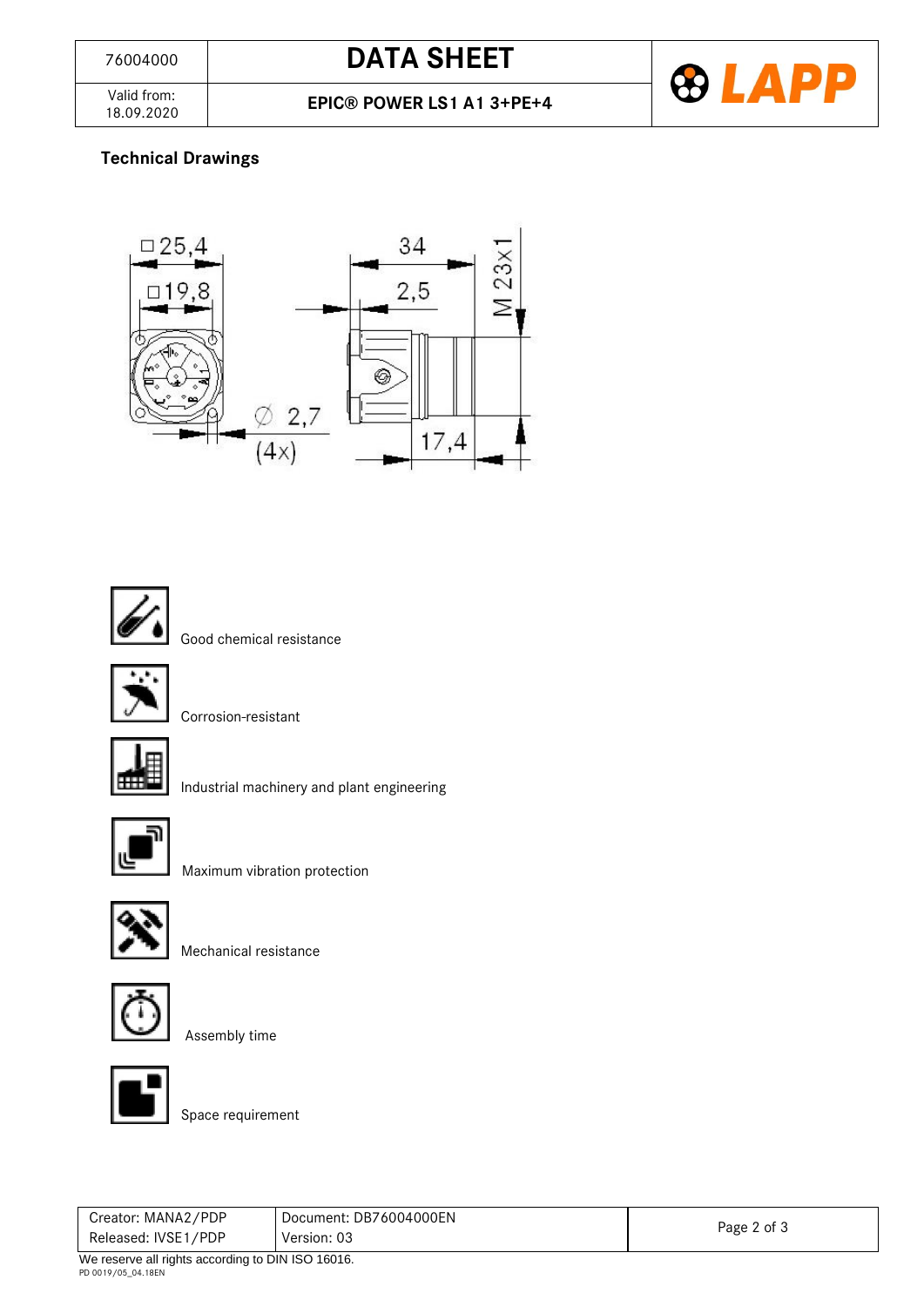## Technical Drawings

Good chemical resistance

Corrosion-resistant

Industrial machinery and plant engineering

Maximum vibration protection

Mechanical resistance

Assembly time

Space requirement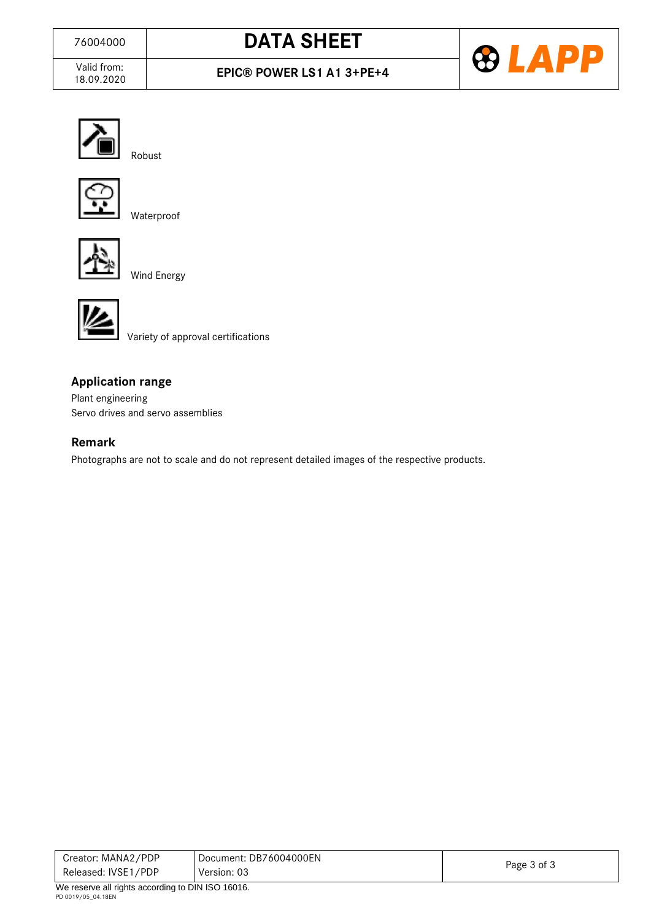Robust

Waterproof

Wind Energy

Variety of approval certifications

## Application range

Plant engineering
Servo drives and servo assemblies

## Remark

Photographs are not to scale and do not represent detailed images of the respective products.